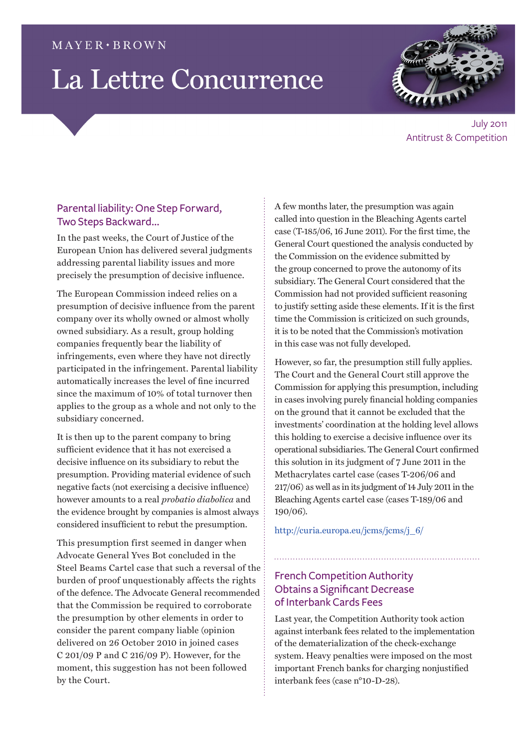MAYER•BROWN

# La Lettre Concurrence

July 2011
Antitrust & Competition

## Parental liability: One Step Forward, Two Steps Backward...

In the past weeks, the Court of Justice of the European Union has delivered several judgments addressing parental liability issues and more precisely the presumption of decisive influence.

The European Commission indeed relies on a presumption of decisive influence from the parent company over its wholly owned or almost wholly owned subsidiary. As a result, group holding companies frequently bear the liability of infringements, even where they have not directly participated in the infringement. Parental liability automatically increases the level of fine incurred since the maximum of 10% of total turnover then applies to the group as a whole and not only to the subsidiary concerned.

It is then up to the parent company to bring sufficient evidence that it has not exercised a decisive influence on its subsidiary to rebut the presumption. Providing material evidence of such negative facts (not exercising a decisive influence) however amounts to a real *probatio diabolica* and the evidence brought by companies is almost always considered insufficient to rebut the presumption.

This presumption first seemed in danger when Advocate General Yves Bot concluded in the Steel Beams Cartel case that such a reversal of the burden of proof unquestionably affects the rights of the defence. The Advocate General recommended that the Commission be required to corroborate the presumption by other elements in order to consider the parent company liable (opinion delivered on 26 October 2010 in joined cases C 201/09 P and C 216/09 P). However, for the moment, this suggestion has not been followed by the Court.

A few months later, the presumption was again called into question in the Bleaching Agents cartel case (T-185/06, 16 June 2011). For the first time, the General Court questioned the analysis conducted by the Commission on the evidence submitted by the group concerned to prove the autonomy of its subsidiary. The General Court considered that the Commission had not provided sufficient reasoning to justify setting aside these elements. If it is the first time the Commission is criticized on such grounds, it is to be noted that the Commission's motivation in this case was not fully developed.

However, so far, the presumption still fully applies. The Court and the General Court still approve the Commission for applying this presumption, including in cases involving purely financial holding companies on the ground that it cannot be excluded that the investments' coordination at the holding level allows this holding to exercise a decisive influence over its operational subsidiaries. The General Court confirmed this solution in its judgment of 7 June 2011 in the Methacrylates cartel case (cases T-206/06 and 217/06) as well as in its judgment of 14 July 2011 in the Bleaching Agents cartel case (cases T-189/06 and 190/06).

http://curia.europa.eu/jcms/jcms/j_6/

## French Competition Authority Obtains a Significant Decrease of Interbank Cards Fees

Last year, the Competition Authority took action against interbank fees related to the implementation of the dematerialization of the check-exchange system. Heavy penalties were imposed on the most important French banks for charging nonjustified interbank fees (case n°10-D-28).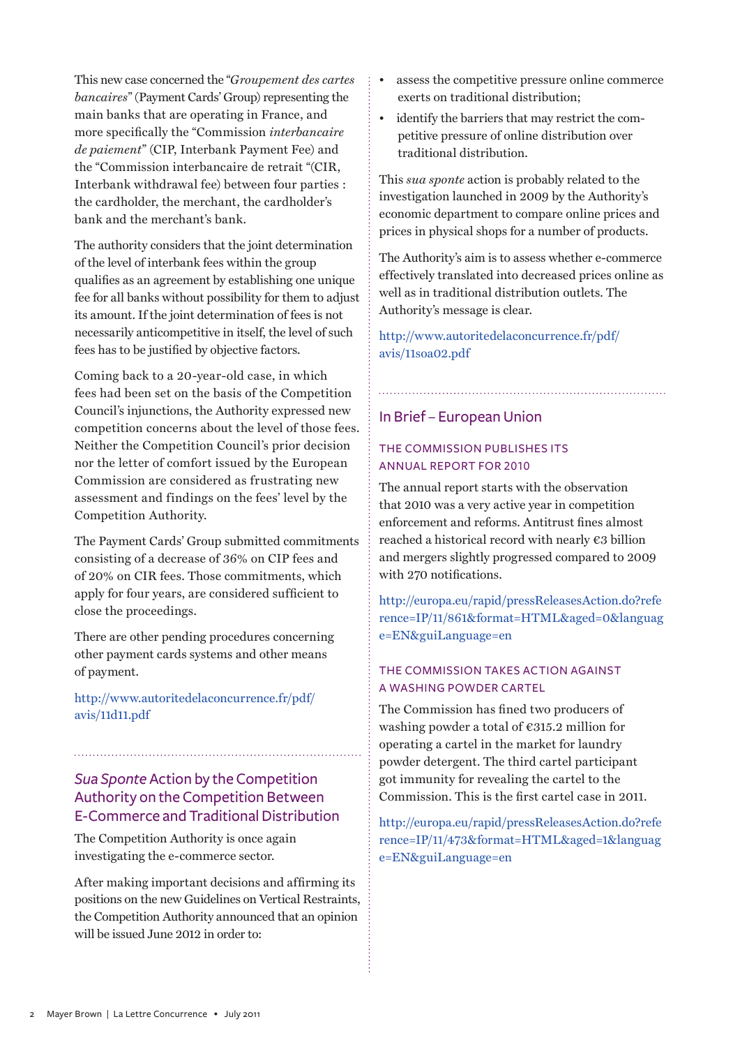This new case concerned the "*Groupement des cartes bancaires*" (Payment Cards' Group) representing the main banks that are operating in France, and more specifically the "Commission *interbancaire de paiement*" (CIP, Interbank Payment Fee) and the "Commission interbancaire de retrait "(CIR, Interbank withdrawal fee) between four parties : the cardholder, the merchant, the cardholder's bank and the merchant's bank.

The authority considers that the joint determination of the level of interbank fees within the group qualifies as an agreement by establishing one unique fee for all banks without possibility for them to adjust its amount. If the joint determination of fees is not necessarily anticompetitive in itself, the level of such fees has to be justified by objective factors.

Coming back to a 20-year-old case, in which fees had been set on the basis of the Competition Council's injunctions, the Authority expressed new competition concerns about the level of those fees. Neither the Competition Council's prior decision nor the letter of comfort issued by the European Commission are considered as frustrating new assessment and findings on the fees' level by the Competition Authority.

The Payment Cards' Group submitted commitments consisting of a decrease of 36% on CIP fees and of 20% on CIR fees. Those commitments, which apply for four years, are considered sufficient to close the proceedings.

There are other pending procedures concerning other payment cards systems and other means of payment.

http://www.autoritedelaconcurrence.fr/pdf/avis/11d11.pdf

## *Sua Sponte* Action by the Competition Authority on the Competition Between E-Commerce and Traditional Distribution

The Competition Authority is once again investigating the e-commerce sector.

After making important decisions and affirming its positions on the new Guidelines on Vertical Restraints, the Competition Authority announced that an opinion will be issued June 2012 in order to:

- assess the competitive pressure online commerce exerts on traditional distribution;
- identify the barriers that may restrict the competitive pressure of online distribution over traditional distribution.

This *sua sponte* action is probably related to the investigation launched in 2009 by the Authority's economic department to compare online prices and prices in physical shops for a number of products.

The Authority's aim is to assess whether e-commerce effectively translated into decreased prices online as well as in traditional distribution outlets. The Authority's message is clear.

http://www.autoritedelaconcurrence.fr/pdf/avis/11soa02.pdf

## In Brief – European Union

### THE COMMISSION PUBLISHES ITS ANNUAL REPORT FOR 2010

The annual report starts with the observation that 2010 was a very active year in competition enforcement and reforms. Antitrust fines almost reached a historical record with nearly €3 billion and mergers slightly progressed compared to 2009 with 270 notifications.

http://europa.eu/rapid/pressReleasesAction.do?reference=IP/11/861&format=HTML&aged=0&language=EN&guiLanguage=en

### THE COMMISSION TAKES ACTION AGAINST A WASHING POWDER CARTEL

The Commission has fined two producers of washing powder a total of €315.2 million for operating a cartel in the market for laundry powder detergent. The third cartel participant got immunity for revealing the cartel to the Commission. This is the first cartel case in 2011.

http://europa.eu/rapid/pressReleasesAction.do?reference=IP/11/473&format=HTML&aged=1&language=EN&guiLanguage=en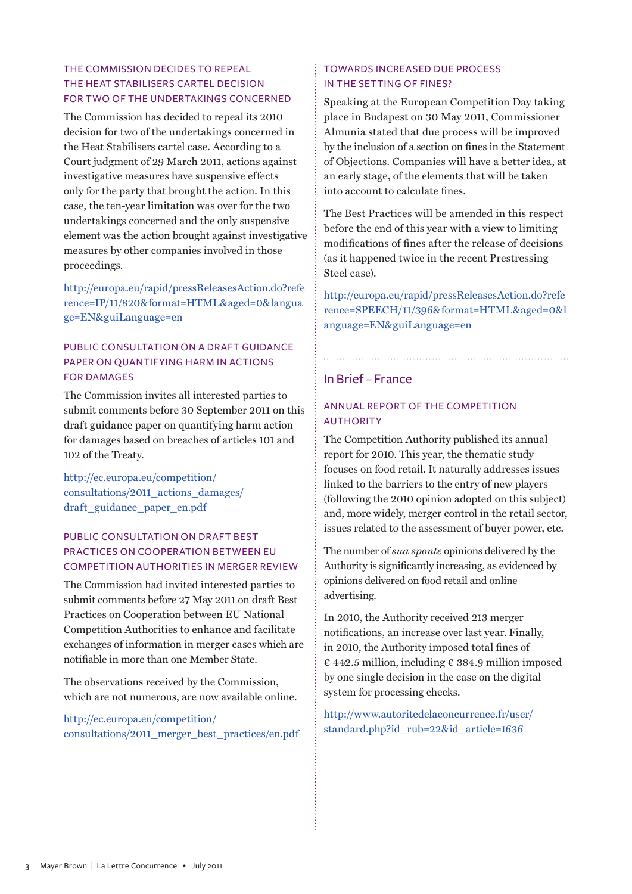### THE COMMISSION DECIDES TO REPEAL THE HEAT STABILISERS CARTEL DECISION FOR TWO OF THE UNDERTAKINGS CONCERNED

The Commission has decided to repeal its 2010 decision for two of the undertakings concerned in the Heat Stabilisers cartel case. According to a Court judgment of 29 March 2011, actions against investigative measures have suspensive effects only for the party that brought the action. In this case, the ten-year limitation was over for the two undertakings concerned and the only suspensive element was the action brought against investigative measures by other companies involved in those proceedings.

http://europa.eu/rapid/pressReleasesAction.do?reference=IP/11/820&format=HTML&aged=0&language=EN&guiLanguage=en

### PUBLIC CONSULTATION ON A DRAFT GUIDANCE PAPER ON QUANTIFYING HARM IN ACTIONS FOR DAMAGES

The Commission invites all interested parties to submit comments before 30 September 2011 on this draft guidance paper on quantifying harm action for damages based on breaches of articles 101 and 102 of the Treaty.

http://ec.europa.eu/competition/consultations/2011_actions_damages/draft_guidance_paper_en.pdf

### PUBLIC CONSULTATION ON DRAFT BEST PRACTICES ON COOPERATION BETWEEN EU COMPETITION AUTHORITIES IN MERGER REVIEW

The Commission had invited interested parties to submit comments before 27 May 2011 on draft Best Practices on Cooperation between EU National Competition Authorities to enhance and facilitate exchanges of information in merger cases which are notifiable in more than one Member State.

The observations received by the Commission, which are not numerous, are now available online.

http://ec.europa.eu/competition/consultations/2011_merger_best_practices/en.pdf

### TOWARDS INCREASED DUE PROCESS IN THE SETTING OF FINES?

Speaking at the European Competition Day taking place in Budapest on 30 May 2011, Commissioner Almunia stated that due process will be improved by the inclusion of a section on fines in the Statement of Objections. Companies will have a better idea, at an early stage, of the elements that will be taken into account to calculate fines.

The Best Practices will be amended in this respect before the end of this year with a view to limiting modifications of fines after the release of decisions (as it happened twice in the recent Prestressing Steel case).

http://europa.eu/rapid/pressReleasesAction.do?reference=SPEECH/11/396&format=HTML&aged=0&language=EN&guiLanguage=en

## In Brief – France

### ANNUAL REPORT OF THE COMPETITION AUTHORITY

The Competition Authority published its annual report for 2010. This year, the thematic study focuses on food retail. It naturally addresses issues linked to the barriers to the entry of new players (following the 2010 opinion adopted on this subject) and, more widely, merger control in the retail sector, issues related to the assessment of buyer power, etc.

The number of *sua sponte* opinions delivered by the Authority is significantly increasing, as evidenced by opinions delivered on food retail and online advertising.

In 2010, the Authority received 213 merger notifications, an increase over last year. Finally, in 2010, the Authority imposed total fines of € 442.5 million, including € 384.9 million imposed by one single decision in the case on the digital system for processing checks.

http://www.autoritedelaconcurrence.fr/user/standard.php?id_rub=22&id_article=1636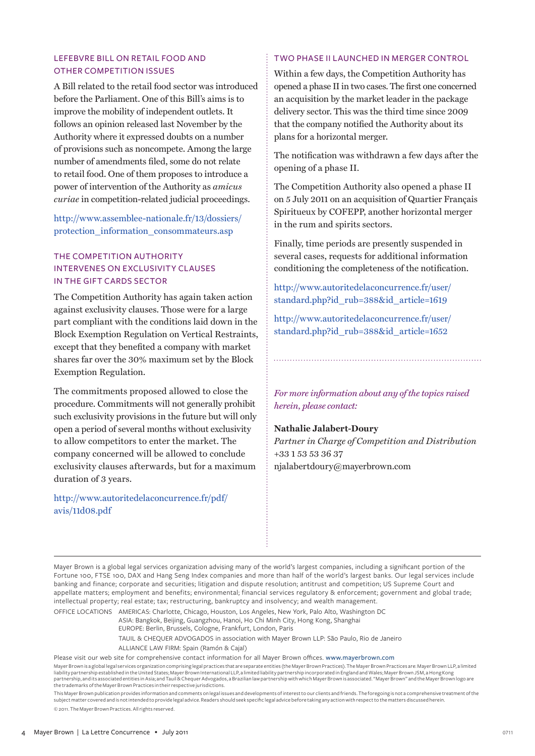## LEFEBVRE BILL ON RETAIL FOOD AND OTHER COMPETITION ISSUES

A Bill related to the retail food sector was introduced before the Parliament. One of this Bill's aims is to improve the mobility of independent outlets. It follows an opinion released last November by the Authority where it expressed doubts on a number of provisions such as noncompete. Among the large number of amendments filed, some do not relate to retail food. One of them proposes to introduce a power of intervention of the Authority as *amicus curiae* in competition-related judicial proceedings.

http://www.assemblee-nationale.fr/13/dossiers/protection_information_consommateurs.asp

## THE COMPETITION AUTHORITY INTERVENES ON EXCLUSIVITY CLAUSES IN THE GIFT CARDS SECTOR

The Competition Authority has again taken action against exclusivity clauses. Those were for a large part compliant with the conditions laid down in the Block Exemption Regulation on Vertical Restraints, except that they benefited a company with market shares far over the 30% maximum set by the Block Exemption Regulation.

The commitments proposed allowed to close the procedure. Commitments will not generally prohibit such exclusivity provisions in the future but will only open a period of several months without exclusivity to allow competitors to enter the market. The company concerned will be allowed to conclude exclusivity clauses afterwards, but for a maximum duration of 3 years.

http://www.autoritedelaconcurrence.fr/pdf/avis/11d08.pdf

## TWO PHASE II LAUNCHED IN MERGER CONTROL

Within a few days, the Competition Authority has opened a phase II in two cases. The first one concerned an acquisition by the market leader in the package delivery sector. This was the third time since 2009 that the company notified the Authority about its plans for a horizontal merger.

The notification was withdrawn a few days after the opening of a phase II.

The Competition Authority also opened a phase II on 5 July 2011 on an acquisition of Quartier Français Spiritueux by COFEPP, another horizontal merger in the rum and spirits sectors.

Finally, time periods are presently suspended in several cases, requests for additional information conditioning the completeness of the notification.

http://www.autoritedelaconcurrence.fr/user/standard.php?id_rub=388&id_article=1619

http://www.autoritedelaconcurrence.fr/user/standard.php?id_rub=388&id_article=1652

*For more information about any of the topics raised herein, please contact:*

**Nathalie Jalabert-Doury**
*Partner in Charge of Competition and Distribution*
+33 1 53 53 36 37
njalabertdoury@mayerbrown.com

---

Mayer Brown is a global legal services organization advising many of the world's largest companies, including a significant portion of the Fortune 100, FTSE 100, DAX and Hang Seng Index companies and more than half of the world's largest banks. Our legal services include banking and finance; corporate and securities; litigation and dispute resolution; antitrust and competition; US Supreme Court and appellate matters; employment and benefits; environmental; financial services regulatory & enforcement; government and global trade; intellectual property; real estate; tax; restructuring, bankruptcy and insolvency; and wealth management.

OFFICE LOCATIONS AMERICAS: Charlotte, Chicago, Houston, Los Angeles, New York, Palo Alto, Washington DC
ASIA: Bangkok, Beijing, Guangzhou, Hanoi, Ho Chi Minh City, Hong Kong, Shanghai
EUROPE: Berlin, Brussels, Cologne, Frankfurt, London, Paris
TAUIL & CHEQUER ADVOGADOS in association with Mayer Brown LLP: São Paulo, Rio de Janeiro
ALLIANCE LAW FIRM: Spain (Ramón & Cajal)

Please visit our web site for comprehensive contact information for all Mayer Brown offices. www.mayerbrown.com

Mayer Brown is a global legal services organization comprising legal practices that are separate entities (the Mayer Brown Practices). The Mayer Brown Practices are: Mayer Brown LLP, a limited liability partnership established in the United States; Mayer Brown International LLP, a limited liability partnership incorporated in England and Wales; Mayer Brown JSM, a Hong Kong partnership, and its associated entities in Asia; and Tauil & Chequer Advogados, a Brazilian law partnership with which Mayer Brown is associated. "Mayer Brown" and the Mayer Brown logo are the trademarks of the Mayer Brown Practices in their respective jurisdictions.

This Mayer Brown publication provides information and comments on legal issues and developments of interest to our clients and friends. The foregoing is not a comprehensive treatment of the subject matter covered and is not intended to provide legal advice. Readers should seek specific legal advice before taking any action with respect to the matters discussed herein.

© 2011. The Mayer Brown Practices. All rights reserved.